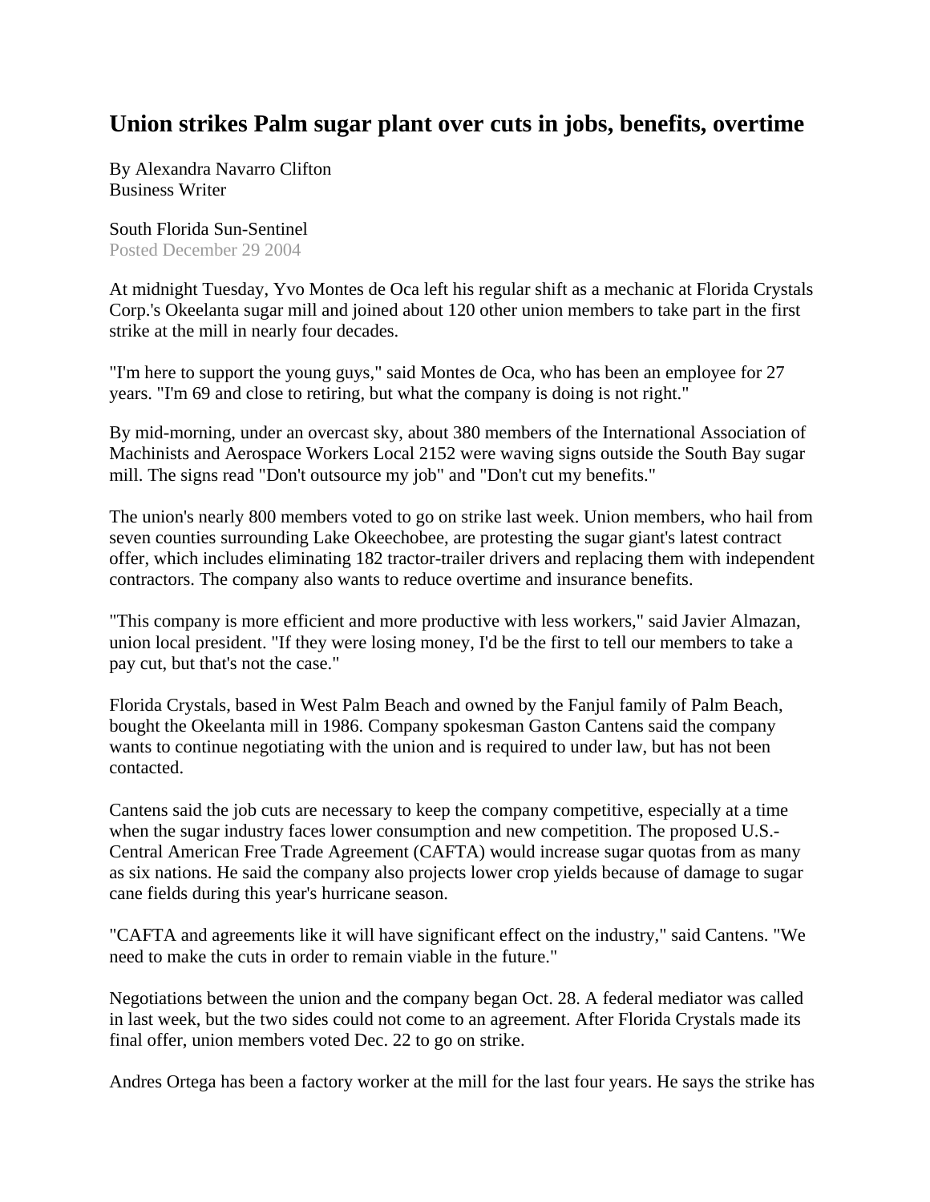# Union strikes Palm sugar plant over cuts in jobs, benefits, overtime

By Alexandra Navarro Clifton
Business Writer

South Florida Sun-Sentinel
Posted December 29 2004

At midnight Tuesday, Yvo Montes de Oca left his regular shift as a mechanic at Florida Crystals Corp.'s Okeelanta sugar mill and joined about 120 other union members to take part in the first strike at the mill in nearly four decades.

"I'm here to support the young guys," said Montes de Oca, who has been an employee for 27 years. "I'm 69 and close to retiring, but what the company is doing is not right."

By mid-morning, under an overcast sky, about 380 members of the International Association of Machinists and Aerospace Workers Local 2152 were waving signs outside the South Bay sugar mill. The signs read "Don't outsource my job" and "Don't cut my benefits."

The union's nearly 800 members voted to go on strike last week. Union members, who hail from seven counties surrounding Lake Okeechobee, are protesting the sugar giant's latest contract offer, which includes eliminating 182 tractor-trailer drivers and replacing them with independent contractors. The company also wants to reduce overtime and insurance benefits.

"This company is more efficient and more productive with less workers," said Javier Almazan, union local president. "If they were losing money, I'd be the first to tell our members to take a pay cut, but that's not the case."

Florida Crystals, based in West Palm Beach and owned by the Fanjul family of Palm Beach, bought the Okeelanta mill in 1986. Company spokesman Gaston Cantens said the company wants to continue negotiating with the union and is required to under law, but has not been contacted.

Cantens said the job cuts are necessary to keep the company competitive, especially at a time when the sugar industry faces lower consumption and new competition. The proposed U.S.-Central American Free Trade Agreement (CAFTA) would increase sugar quotas from as many as six nations. He said the company also projects lower crop yields because of damage to sugar cane fields during this year's hurricane season.

"CAFTA and agreements like it will have significant effect on the industry," said Cantens. "We need to make the cuts in order to remain viable in the future."

Negotiations between the union and the company began Oct. 28. A federal mediator was called in last week, but the two sides could not come to an agreement. After Florida Crystals made its final offer, union members voted Dec. 22 to go on strike.

Andres Ortega has been a factory worker at the mill for the last four years. He says the strike has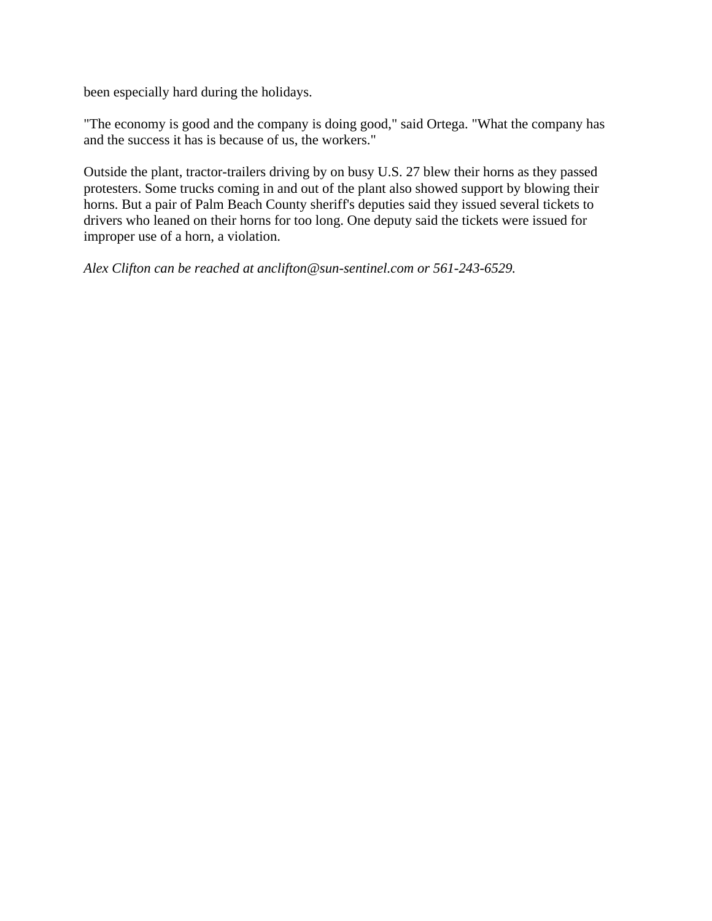been especially hard during the holidays.

"The economy is good and the company is doing good," said Ortega. "What the company has and the success it has is because of us, the workers."

Outside the plant, tractor-trailers driving by on busy U.S. 27 blew their horns as they passed protesters. Some trucks coming in and out of the plant also showed support by blowing their horns. But a pair of Palm Beach County sheriff's deputies said they issued several tickets to drivers who leaned on their horns for too long. One deputy said the tickets were issued for improper use of a horn, a violation.

*Alex Clifton can be reached at anclifton@sun-sentinel.com or 561-243-6529.*